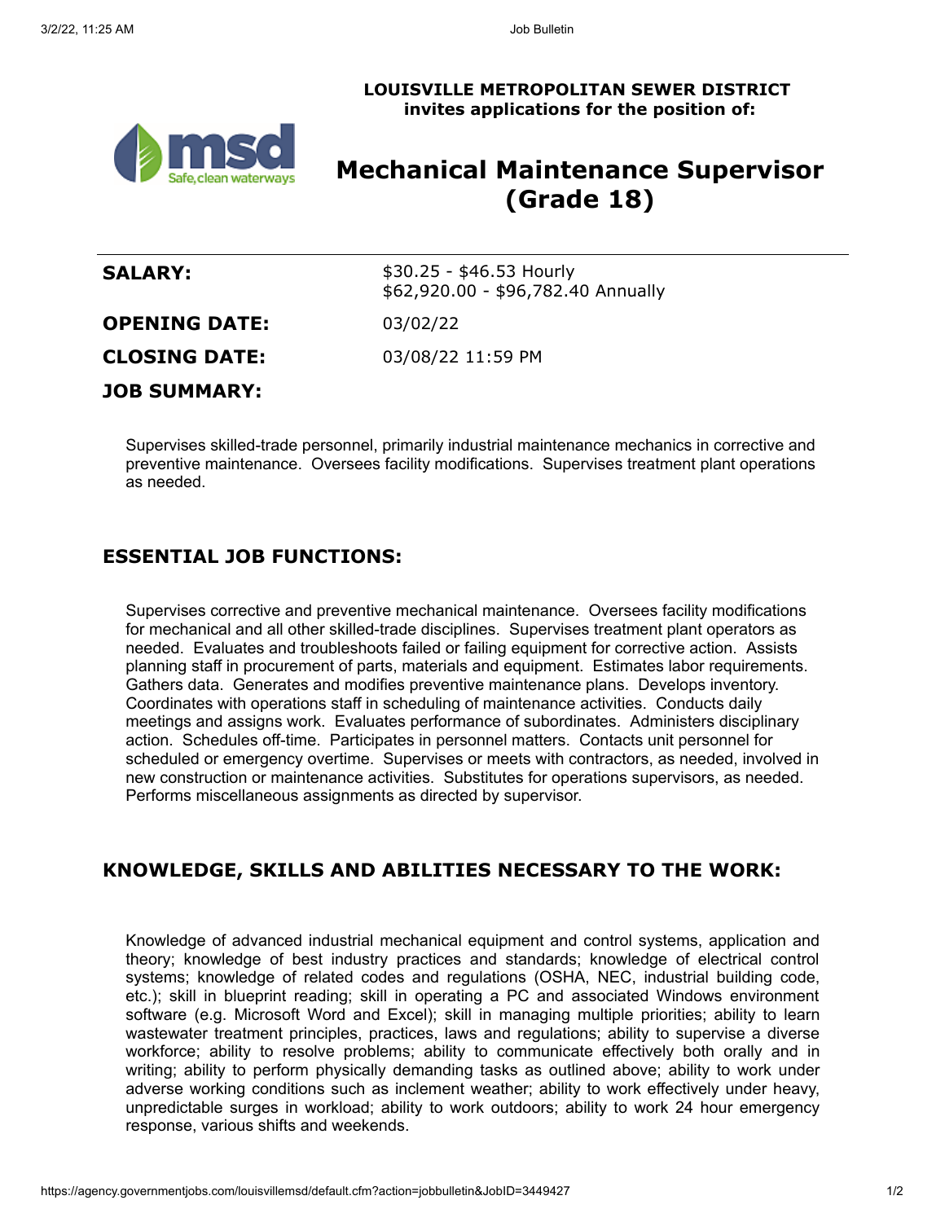**LOUISVILLE METROPOLITAN SEWER DISTRICT**
**invites applications for the position of:**

# Mechanical Maintenance Supervisor (Grade 18)

| | |
|---|---|
| **SALARY:** | $30.25 - $46.53 Hourly<br>$62,920.00 - $96,782.40 Annually |
| **OPENING DATE:** | 03/02/22 |
| **CLOSING DATE:** | 03/08/22 11:59 PM |

## JOB SUMMARY:

Supervises skilled-trade personnel, primarily industrial maintenance mechanics in corrective and preventive maintenance. Oversees facility modifications. Supervises treatment plant operations as needed.

## ESSENTIAL JOB FUNCTIONS:

Supervises corrective and preventive mechanical maintenance. Oversees facility modifications for mechanical and all other skilled-trade disciplines. Supervises treatment plant operators as needed. Evaluates and troubleshoots failed or failing equipment for corrective action. Assists planning staff in procurement of parts, materials and equipment. Estimates labor requirements. Gathers data. Generates and modifies preventive maintenance plans. Develops inventory. Coordinates with operations staff in scheduling of maintenance activities. Conducts daily meetings and assigns work. Evaluates performance of subordinates. Administers disciplinary action. Schedules off-time. Participates in personnel matters. Contacts unit personnel for scheduled or emergency overtime. Supervises or meets with contractors, as needed, involved in new construction or maintenance activities. Substitutes for operations supervisors, as needed. Performs miscellaneous assignments as directed by supervisor.

## KNOWLEDGE, SKILLS AND ABILITIES NECESSARY TO THE WORK:

Knowledge of advanced industrial mechanical equipment and control systems, application and theory; knowledge of best industry practices and standards; knowledge of electrical control systems; knowledge of related codes and regulations (OSHA, NEC, industrial building code, etc.); skill in blueprint reading; skill in operating a PC and associated Windows environment software (e.g. Microsoft Word and Excel); skill in managing multiple priorities; ability to learn wastewater treatment principles, practices, laws and regulations; ability to supervise a diverse workforce; ability to resolve problems; ability to communicate effectively both orally and in writing; ability to perform physically demanding tasks as outlined above; ability to work under adverse working conditions such as inclement weather; ability to work effectively under heavy, unpredictable surges in workload; ability to work outdoors; ability to work 24 hour emergency response, various shifts and weekends.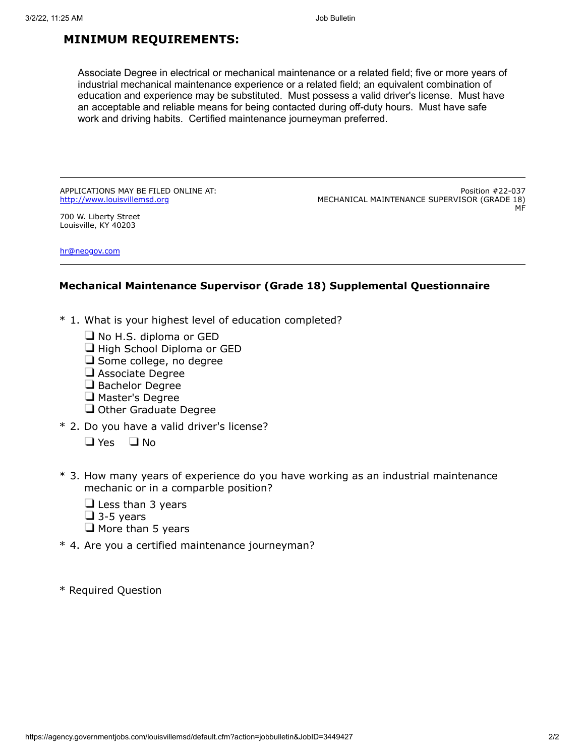## MINIMUM REQUIREMENTS:

Associate Degree in electrical or mechanical maintenance or a related field; five or more years of industrial mechanical maintenance experience or a related field; an equivalent combination of education and experience may be substituted. Must possess a valid driver's license. Must have an acceptable and reliable means for being contacted during off-duty hours. Must have safe work and driving habits. Certified maintenance journeyman preferred.

---

APPLICATIONS MAY BE FILED ONLINE AT:
http://www.louisvillemsd.org

700 W. Liberty Street
Louisville, KY 40203

hr@neogov.com

Position #22-037
MECHANICAL MAINTENANCE SUPERVISOR (GRADE 18)
MF

---

### Mechanical Maintenance Supervisor (Grade 18) Supplemental Questionnaire

\* 1. What is your highest level of education completed?

- ❑ No H.S. diploma or GED
- ❑ High School Diploma or GED
- ❑ Some college, no degree
- ❑ Associate Degree
- ❑ Bachelor Degree
- ❑ Master's Degree
- ❑ Other Graduate Degree

\* 2. Do you have a valid driver's license?

❑ Yes ❑ No

\* 3. How many years of experience do you have working as an industrial maintenance mechanic or in a comparble position?

- ❑ Less than 3 years
- ❑ 3-5 years
- ❑ More than 5 years

\* 4. Are you a certified maintenance journeyman?

\* Required Question